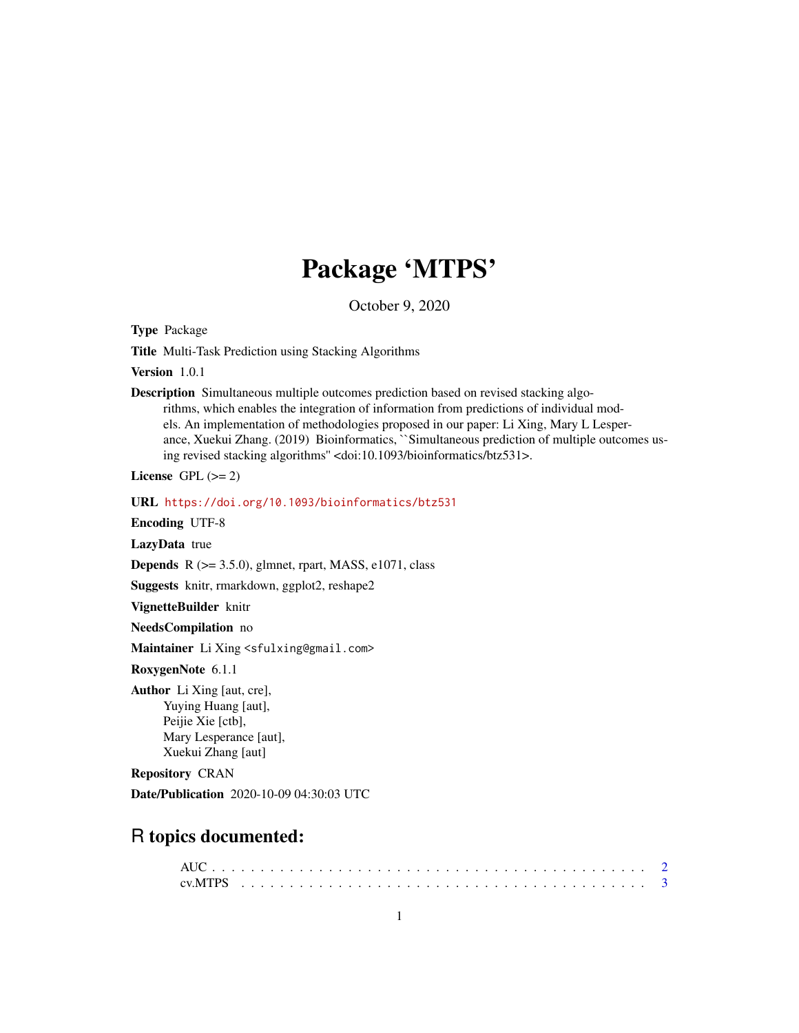# Package 'MTPS'

October 9, 2020

**Type** Package

**Title** Multi-Task Prediction using Stacking Algorithms

**Version** 1.0.1

**Description** Simultaneous multiple outcomes prediction based on revised stacking algorithms, which enables the integration of information from predictions of individual models. An implementation of methodologies proposed in our paper: Li Xing, Mary L Lesperance, Xuekui Zhang. (2019) Bioinformatics, ``Simultaneous prediction of multiple outcomes using revised stacking algorithms'' <doi:10.1093/bioinformatics/btz531>.

**License** GPL (>= 2)

**URL** https://doi.org/10.1093/bioinformatics/btz531

**Encoding** UTF-8

**LazyData** true

**Depends** R (>= 3.5.0), glmnet, rpart, MASS, e1071, class

**Suggests** knitr, rmarkdown, ggplot2, reshape2

**VignetteBuilder** knitr

**NeedsCompilation** no

**Maintainer** Li Xing <sfulxing@gmail.com>

**RoxygenNote** 6.1.1

**Author** Li Xing [aut, cre],
Yuying Huang [aut],
Peijie Xie [ctb],
Mary Lesperance [aut],
Xuekui Zhang [aut]

**Repository** CRAN

**Date/Publication** 2020-10-09 04:30:03 UTC

## R topics documented:

AUC . . . . . . . . . . . . . . . . . . . . . . . . . . . . . . . . . . . . . . . . . . 2
cv.MTPS . . . . . . . . . . . . . . . . . . . . . . . . . . . . . . . . . . . . . . . 3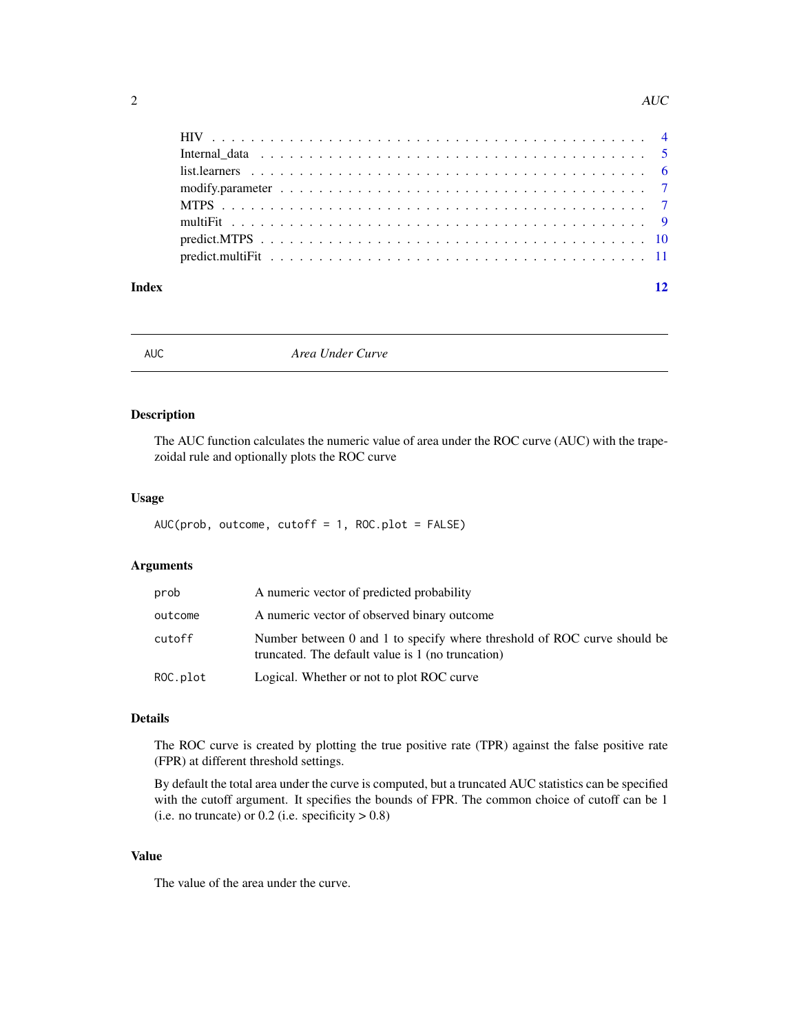| | |
|---|---|
| HIV | 4 |
| Internal_data | 5 |
| list.learners | 6 |
| modify.parameter | 7 |
| MTPS | 7 |
| multiFit | 9 |
| predict.MTPS | 10 |
| predict.multiFit | 11 |

**Index** **12**

---

AUC *Area Under Curve*

---

## Description

The AUC function calculates the numeric value of area under the ROC curve (AUC) with the trapezoidal rule and optionally plots the ROC curve

## Usage

```
AUC(prob, outcome, cutoff = 1, ROC.plot = FALSE)
```

## Arguments

| | |
|---|---|
| `prob` | A numeric vector of predicted probability |
| `outcome` | A numeric vector of observed binary outcome |
| `cutoff` | Number between 0 and 1 to specify where threshold of ROC curve should be truncated. The default value is 1 (no truncation) |
| `ROC.plot` | Logical. Whether or not to plot ROC curve |

## Details

The ROC curve is created by plotting the true positive rate (TPR) against the false positive rate (FPR) at different threshold settings.

By default the total area under the curve is computed, but a truncated AUC statistics can be specified with the cutoff argument. It specifies the bounds of FPR. The common choice of cutoff can be 1 (i.e. no truncate) or 0.2 (i.e. specificity > 0.8)

## Value

The value of the area under the curve.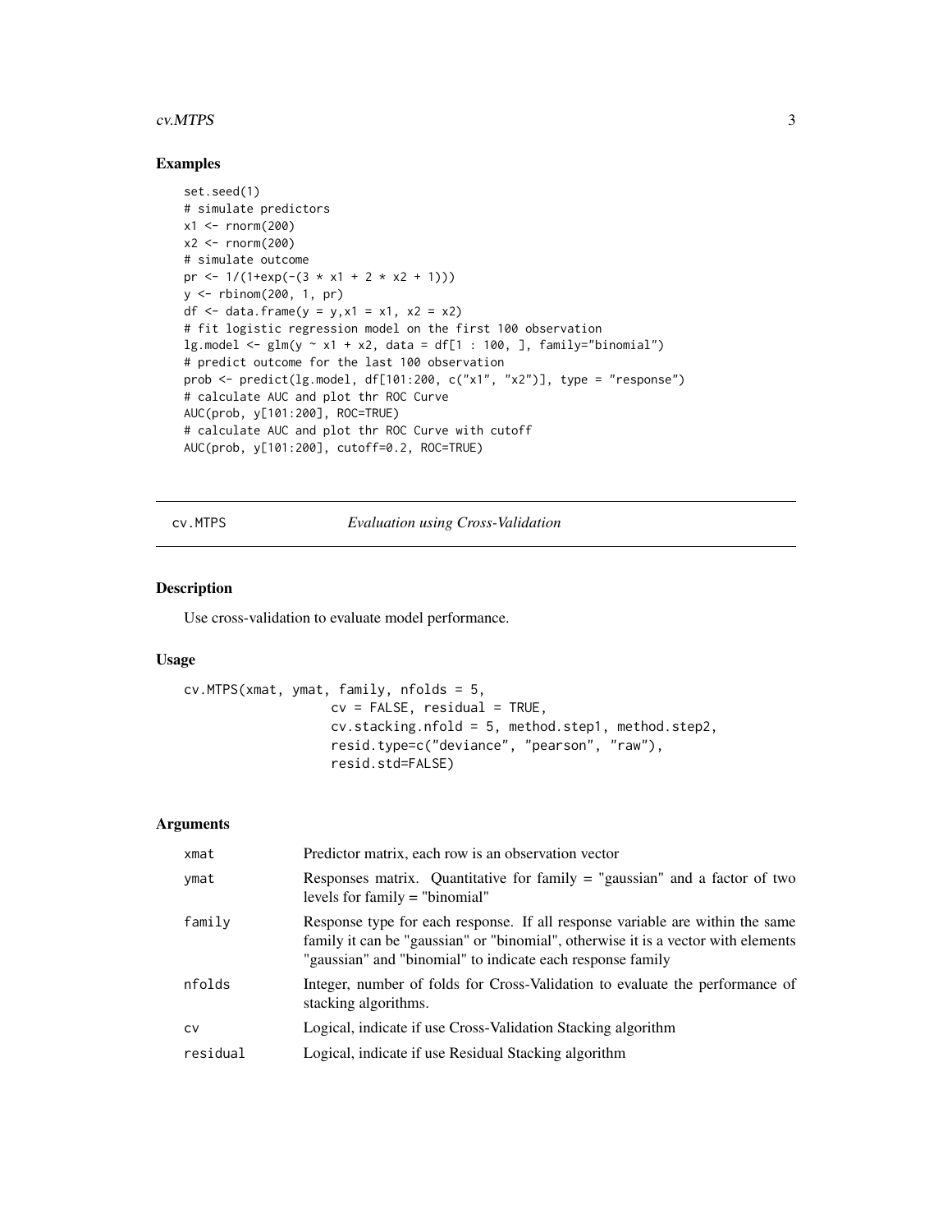## Examples

```
set.seed(1)
# simulate predictors
x1 <- rnorm(200)
x2 <- rnorm(200)
# simulate outcome
pr <- 1/(1+exp(-(3 * x1 + 2 * x2 + 1)))
y <- rbinom(200, 1, pr)
df <- data.frame(y = y,x1 = x1, x2 = x2)
# fit logistic regression model on the first 100 observation
lg.model <- glm(y ~ x1 + x2, data = df[1 : 100, ], family="binomial")
# predict outcome for the last 100 observation
prob <- predict(lg.model, df[101:200, c("x1", "x2")], type = "response")
# calculate AUC and plot thr ROC Curve
AUC(prob, y[101:200], ROC=TRUE)
# calculate AUC and plot thr ROC Curve with cutoff
AUC(prob, y[101:200], cutoff=0.2, ROC=TRUE)
```

---

# cv.MTPS *Evaluation using Cross-Validation*

## Description

Use cross-validation to evaluate model performance.

## Usage

```
cv.MTPS(xmat, ymat, family, nfolds = 5,
                cv = FALSE, residual = TRUE,
                cv.stacking.nfold = 5, method.step1, method.step2,
                resid.type=c("deviance", "pearson", "raw"),
                resid.std=FALSE)
```

## Arguments

| | |
|---|---|
| xmat | Predictor matrix, each row is an observation vector |
| ymat | Responses matrix. Quantitative for family = "gaussian" and a factor of two levels for family = "binomial" |
| family | Response type for each response. If all response variable are within the same family it can be "gaussian" or "binomial", otherwise it is a vector with elements "gaussian" and "binomial" to indicate each response family |
| nfolds | Integer, number of folds for Cross-Validation to evaluate the performance of stacking algorithms. |
| cv | Logical, indicate if use Cross-Validation Stacking algorithm |
| residual | Logical, indicate if use Residual Stacking algorithm |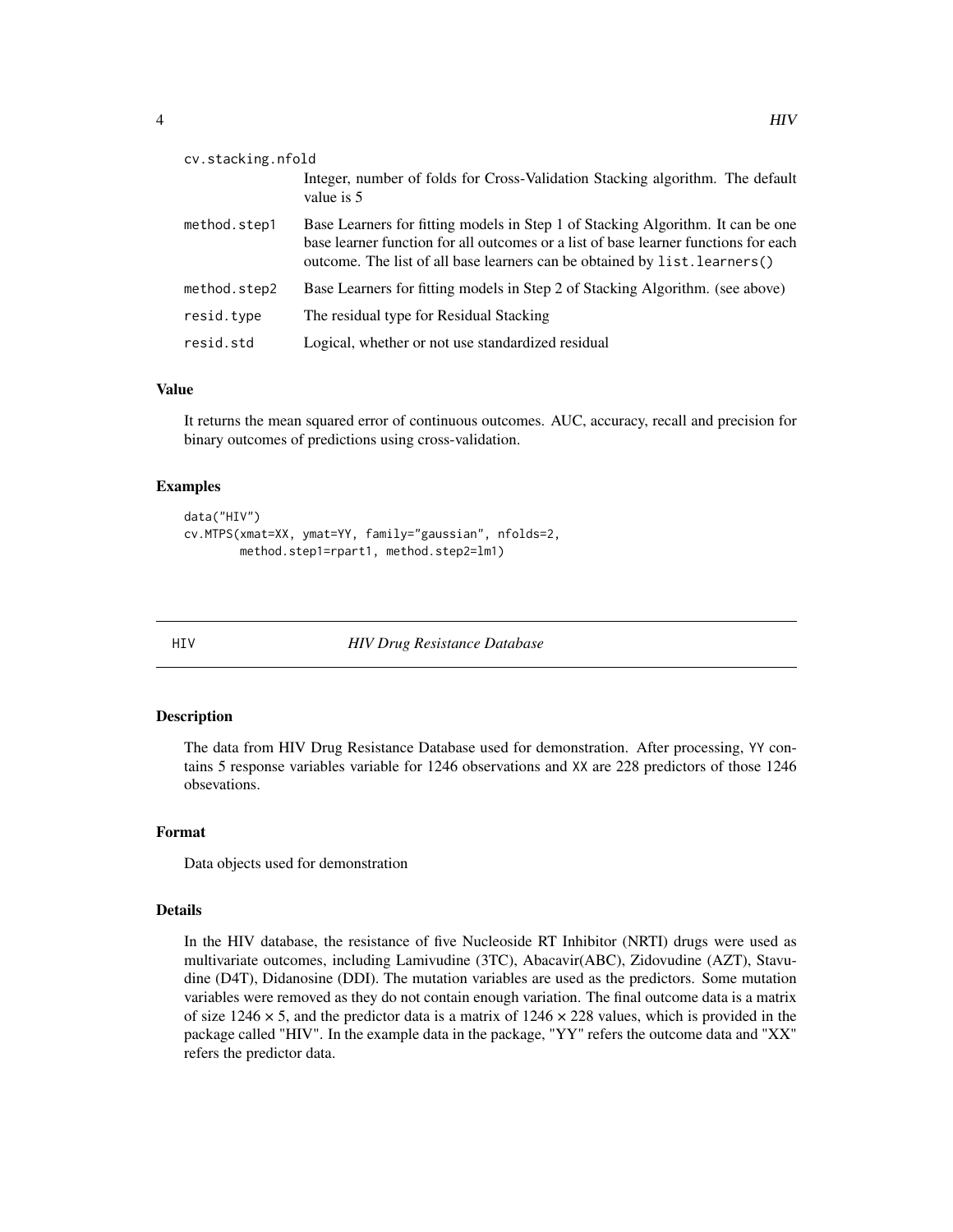| | |
|---|---|
| cv.stacking.nfold | Integer, number of folds for Cross-Validation Stacking algorithm. The default value is 5 |
| method.step1 | Base Learners for fitting models in Step 1 of Stacking Algorithm. It can be one base learner function for all outcomes or a list of base learner functions for each outcome. The list of all base learners can be obtained by `list.learners()` |
| method.step2 | Base Learners for fitting models in Step 2 of Stacking Algorithm. (see above) |
| resid.type | The residual type for Residual Stacking |
| resid.std | Logical, whether or not use standardized residual |

### Value

It returns the mean squared error of continuous outcomes. AUC, accuracy, recall and precision for binary outcomes of predictions using cross-validation.

### Examples

```
data("HIV")
cv.MTPS(xmat=XX, ymat=YY, family="gaussian", nfolds=2,
        method.step1=rpart1, method.step2=lm1)
```

---

## HIV — *HIV Drug Resistance Database*

---

### Description

The data from HIV Drug Resistance Database used for demonstration. After processing, `YY` contains 5 response variables variable for 1246 observations and `XX` are 228 predictors of those 1246 obsevations.

### Format

Data objects used for demonstration

### Details

In the HIV database, the resistance of five Nucleoside RT Inhibitor (NRTI) drugs were used as multivariate outcomes, including Lamivudine (3TC), Abacavir(ABC), Zidovudine (AZT), Stavudine (D4T), Didanosine (DDI). The mutation variables are used as the predictors. Some mutation variables were removed as they do not contain enough variation. The final outcome data is a matrix of size $1246 \times 5$, and the predictor data is a matrix of $1246 \times 228$ values, which is provided in the package called "HIV". In the example data in the package, "YY" refers the outcome data and "XX" refers the predictor data.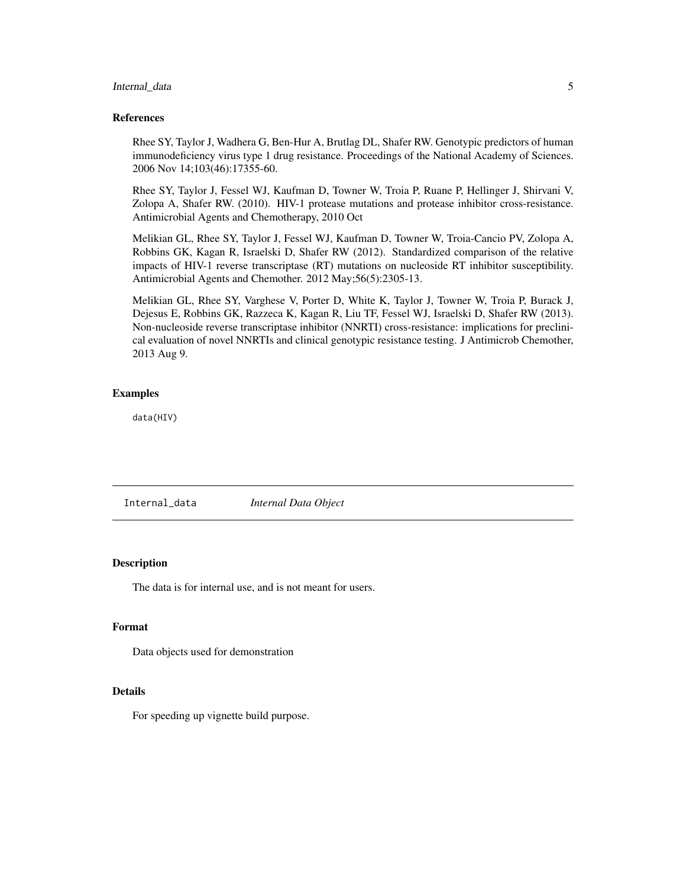## References

Rhee SY, Taylor J, Wadhera G, Ben-Hur A, Brutlag DL, Shafer RW. Genotypic predictors of human immunodeficiency virus type 1 drug resistance. Proceedings of the National Academy of Sciences. 2006 Nov 14;103(46):17355-60.

Rhee SY, Taylor J, Fessel WJ, Kaufman D, Towner W, Troia P, Ruane P, Hellinger J, Shirvani V, Zolopa A, Shafer RW. (2010). HIV-1 protease mutations and protease inhibitor cross-resistance. Antimicrobial Agents and Chemotherapy, 2010 Oct

Melikian GL, Rhee SY, Taylor J, Fessel WJ, Kaufman D, Towner W, Troia-Cancio PV, Zolopa A, Robbins GK, Kagan R, Israelski D, Shafer RW (2012). Standardized comparison of the relative impacts of HIV-1 reverse transcriptase (RT) mutations on nucleoside RT inhibitor susceptibility. Antimicrobial Agents and Chemother. 2012 May;56(5):2305-13.

Melikian GL, Rhee SY, Varghese V, Porter D, White K, Taylor J, Towner W, Troia P, Burack J, Dejesus E, Robbins GK, Razzeca K, Kagan R, Liu TF, Fessel WJ, Israelski D, Shafer RW (2013). Non-nucleoside reverse transcriptase inhibitor (NNRTI) cross-resistance: implications for preclinical evaluation of novel NNRTIs and clinical genotypic resistance testing. J Antimicrob Chemother, 2013 Aug 9.

## Examples

```
data(HIV)
```

---

# Internal_data *Internal Data Object*

---

## Description

The data is for internal use, and is not meant for users.

## Format

Data objects used for demonstration

## Details

For speeding up vignette build purpose.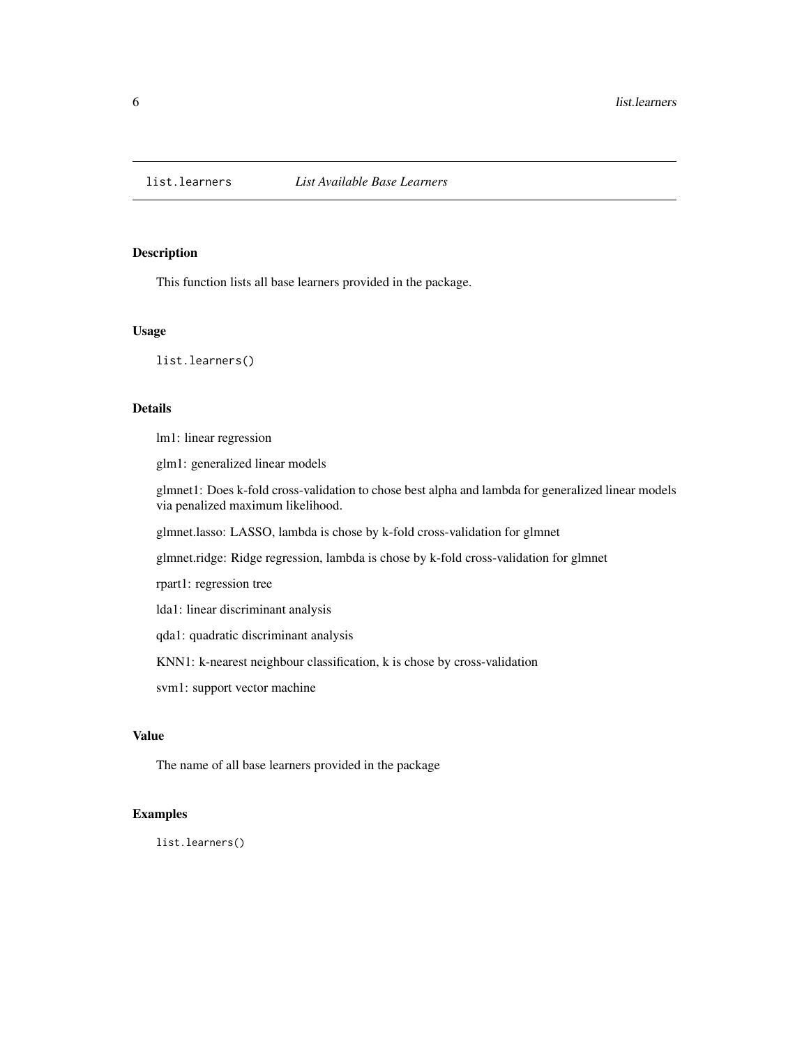# list.learners *List Available Base Learners*

## Description

This function lists all base learners provided in the package.

## Usage

```
list.learners()
```

## Details

lm1: linear regression

glm1: generalized linear models

glmnet1: Does k-fold cross-validation to chose best alpha and lambda for generalized linear models via penalized maximum likelihood.

glmnet.lasso: LASSO, lambda is chose by k-fold cross-validation for glmnet

glmnet.ridge: Ridge regression, lambda is chose by k-fold cross-validation for glmnet

rpart1: regression tree

lda1: linear discriminant analysis

qda1: quadratic discriminant analysis

KNN1: k-nearest neighbour classification, k is chose by cross-validation

svm1: support vector machine

## Value

The name of all base learners provided in the package

## Examples

```
list.learners()
```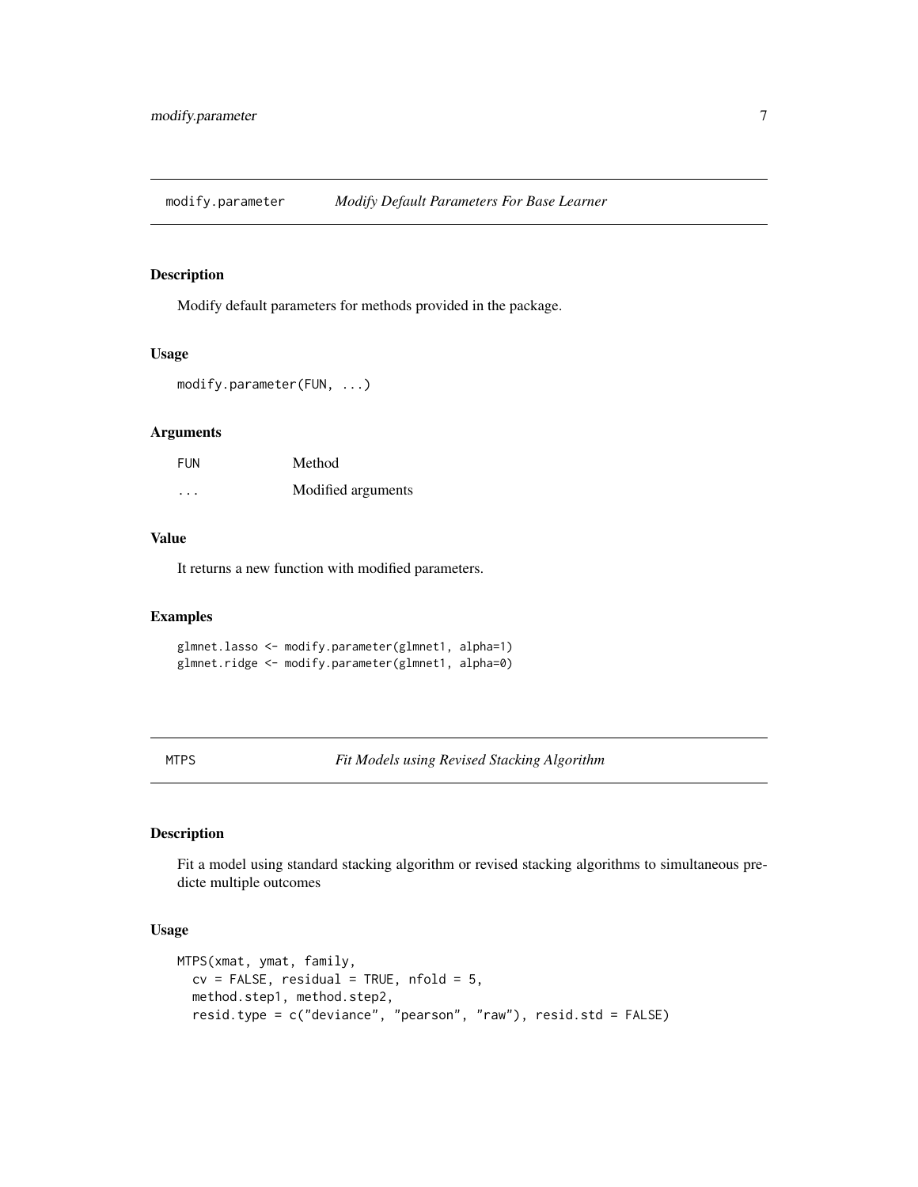## modify.parameter *Modify Default Parameters For Base Learner*

### Description

Modify default parameters for methods provided in the package.

### Usage

```
modify.parameter(FUN, ...)
```

### Arguments

| | |
|---|---|
| FUN | Method |
| ... | Modified arguments |

### Value

It returns a new function with modified parameters.

### Examples

```
glmnet.lasso <- modify.parameter(glmnet1, alpha=1)
glmnet.ridge <- modify.parameter(glmnet1, alpha=0)
```

## MTPS *Fit Models using Revised Stacking Algorithm*

### Description

Fit a model using standard stacking algorithm or revised stacking algorithms to simultaneous predicte multiple outcomes

### Usage

```
MTPS(xmat, ymat, family,
  cv = FALSE, residual = TRUE, nfold = 5,
  method.step1, method.step2,
  resid.type = c("deviance", "pearson", "raw"), resid.std = FALSE)
```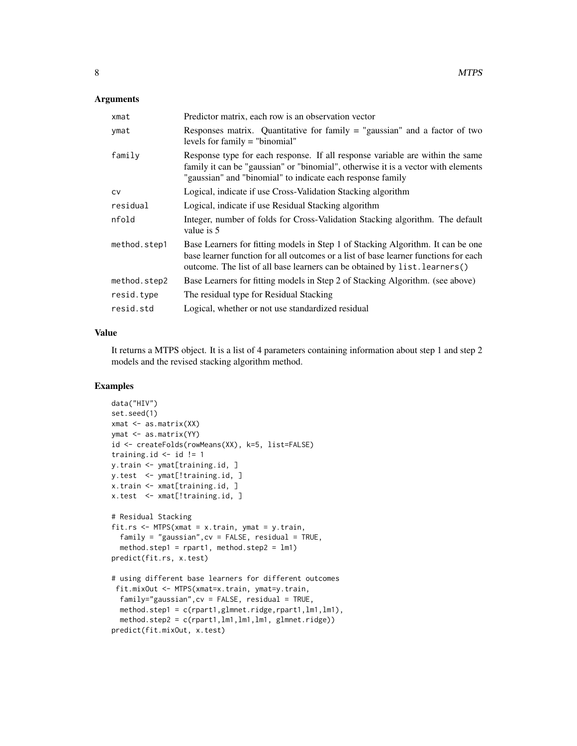### Arguments

| | |
|---|---|
| xmat | Predictor matrix, each row is an observation vector |
| ymat | Responses matrix. Quantitative for family = "gaussian" and a factor of two levels for family = "binomial" |
| family | Response type for each response. If all response variable are within the same family it can be "gaussian" or "binomial", otherwise it is a vector with elements "gaussian" and "binomial" to indicate each response family |
| cv | Logical, indicate if use Cross-Validation Stacking algorithm |
| residual | Logical, indicate if use Residual Stacking algorithm |
| nfold | Integer, number of folds for Cross-Validation Stacking algorithm. The default value is 5 |
| method.step1 | Base Learners for fitting models in Step 1 of Stacking Algorithm. It can be one base learner function for all outcomes or a list of base learner functions for each outcome. The list of all base learners can be obtained by `list.learners()` |
| method.step2 | Base Learners for fitting models in Step 2 of Stacking Algorithm. (see above) |
| resid.type | The residual type for Residual Stacking |
| resid.std | Logical, whether or not use standardized residual |

### Value

It returns a MTPS object. It is a list of 4 parameters containing information about step 1 and step 2 models and the revised stacking algorithm method.

### Examples

```
data("HIV")
set.seed(1)
xmat <- as.matrix(XX)
ymat <- as.matrix(YY)
id <- createFolds(rowMeans(XX), k=5, list=FALSE)
training.id <- id != 1
y.train <- ymat[training.id, ]
y.test  <- ymat[!training.id, ]
x.train <- xmat[training.id, ]
x.test  <- xmat[!training.id, ]

# Residual Stacking
fit.rs <- MTPS(xmat = x.train, ymat = y.train,
  family = "gaussian",cv = FALSE, residual = TRUE,
  method.step1 = rpart1, method.step2 = lm1)
predict(fit.rs, x.test)

# using different base learners for different outcomes
 fit.mixOut <- MTPS(xmat=x.train, ymat=y.train,
  family="gaussian",cv = FALSE, residual = TRUE,
  method.step1 = c(rpart1,glmnet.ridge,rpart1,lm1,lm1),
  method.step2 = c(rpart1,lm1,lm1,lm1, glmnet.ridge))
predict(fit.mixOut, x.test)
```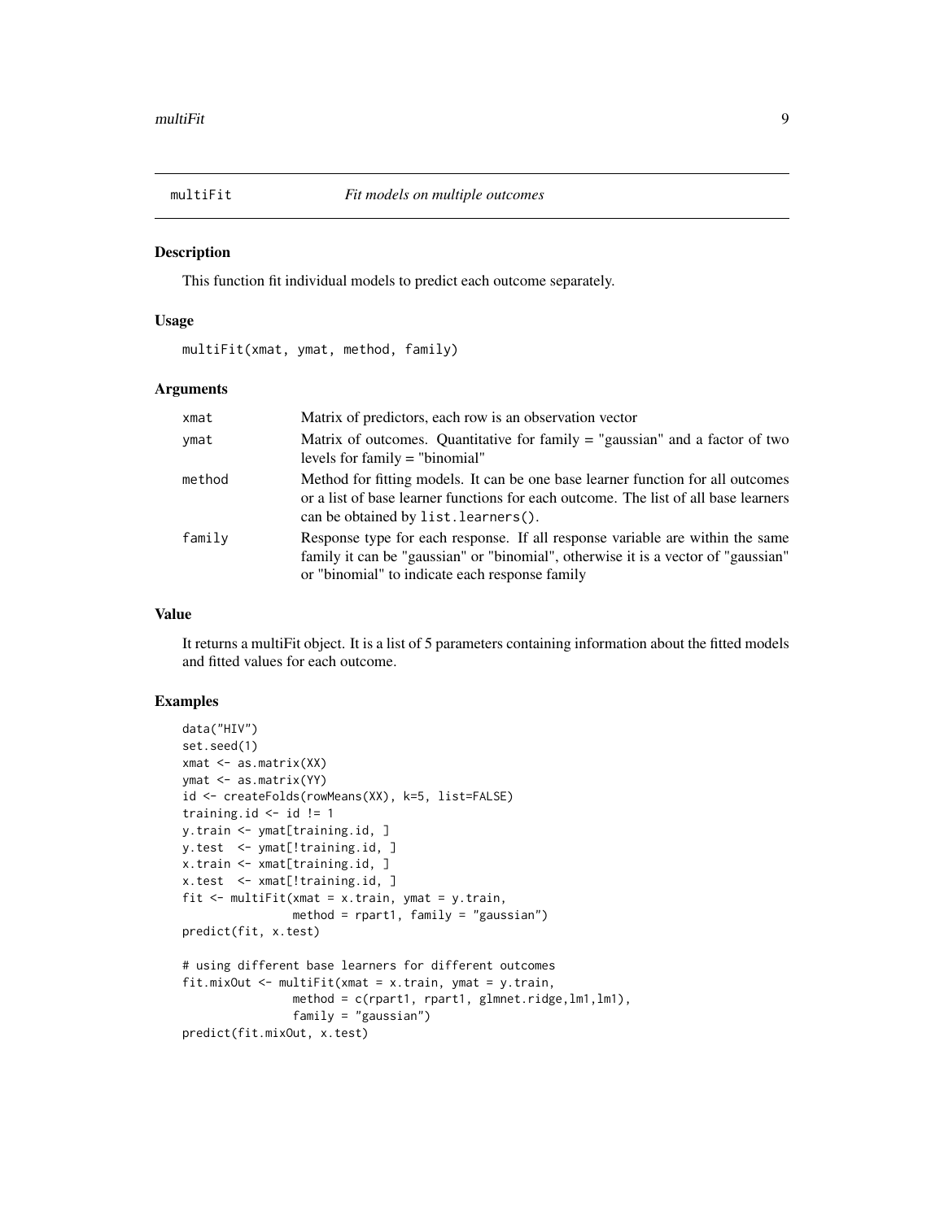# multiFit — *Fit models on multiple outcomes*

## Description

This function fit individual models to predict each outcome separately.

## Usage

```
multiFit(xmat, ymat, method, family)
```

## Arguments

| | |
|---|---|
| xmat | Matrix of predictors, each row is an observation vector |
| ymat | Matrix of outcomes. Quantitative for family = "gaussian" and a factor of two levels for family = "binomial" |
| method | Method for fitting models. It can be one base learner function for all outcomes or a list of base learner functions for each outcome. The list of all base learners can be obtained by `list.learners()`. |
| family | Response type for each response. If all response variable are within the same family it can be "gaussian" or "binomial", otherwise it is a vector of "gaussian" or "binomial" to indicate each response family |

## Value

It returns a multiFit object. It is a list of 5 parameters containing information about the fitted models and fitted values for each outcome.

## Examples

```
data("HIV")
set.seed(1)
xmat <- as.matrix(XX)
ymat <- as.matrix(YY)
id <- createFolds(rowMeans(XX), k=5, list=FALSE)
training.id <- id != 1
y.train <- ymat[training.id, ]
y.test  <- ymat[!training.id, ]
x.train <- xmat[training.id, ]
x.test  <- xmat[!training.id, ]
fit <- multiFit(xmat = x.train, ymat = y.train,
                method = rpart1, family = "gaussian")
predict(fit, x.test)

# using different base learners for different outcomes
fit.mixOut <- multiFit(xmat = x.train, ymat = y.train,
                method = c(rpart1, rpart1, glmnet.ridge,lm1,lm1),
                family = "gaussian")
predict(fit.mixOut, x.test)
```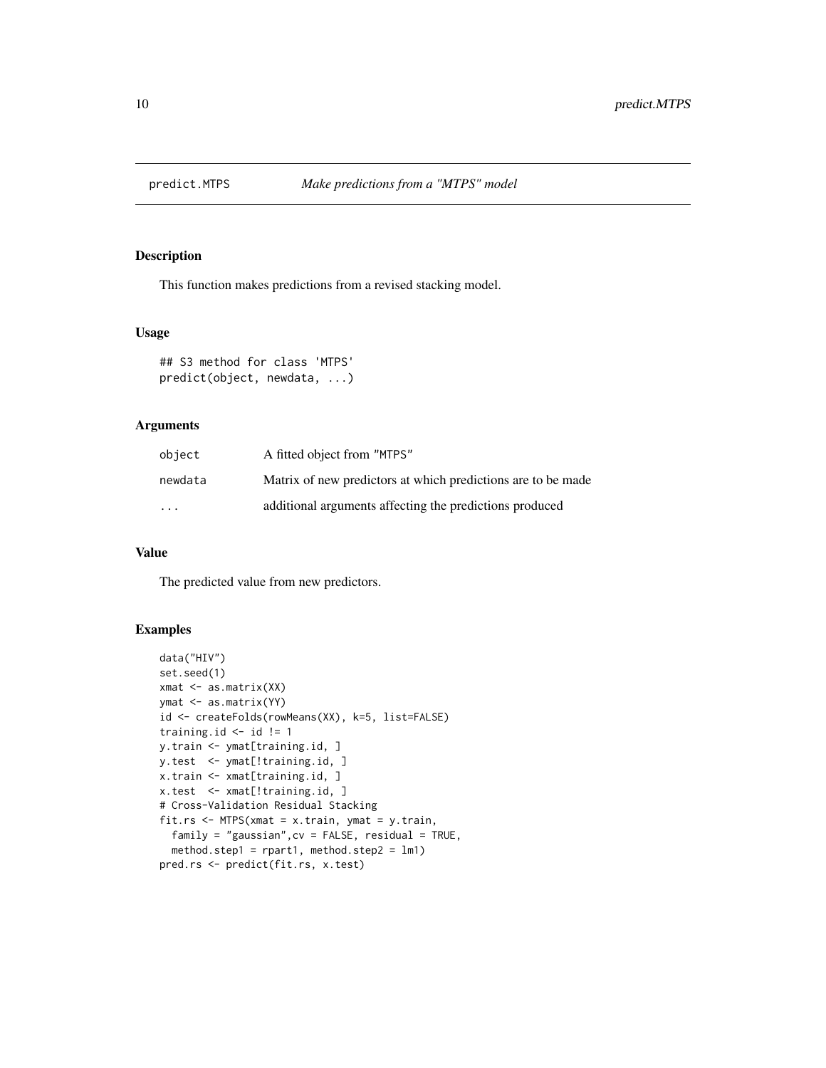# predict.MTPS — *Make predictions from a "MTPS" model*

## Description

This function makes predictions from a revised stacking model.

## Usage

```
## S3 method for class 'MTPS'
predict(object, newdata, ...)
```

## Arguments

| | |
|---|---|
| object | A fitted object from "MTPS" |
| newdata | Matrix of new predictors at which predictions are to be made |
| ... | additional arguments affecting the predictions produced |

## Value

The predicted value from new predictors.

## Examples

```
data("HIV")
set.seed(1)
xmat <- as.matrix(XX)
ymat <- as.matrix(YY)
id <- createFolds(rowMeans(XX), k=5, list=FALSE)
training.id <- id != 1
y.train <- ymat[training.id, ]
y.test  <- ymat[!training.id, ]
x.train <- xmat[training.id, ]
x.test  <- xmat[!training.id, ]
# Cross-Validation Residual Stacking
fit.rs <- MTPS(xmat = x.train, ymat = y.train,
  family = "gaussian",cv = FALSE, residual = TRUE,
  method.step1 = rpart1, method.step2 = lm1)
pred.rs <- predict(fit.rs, x.test)
```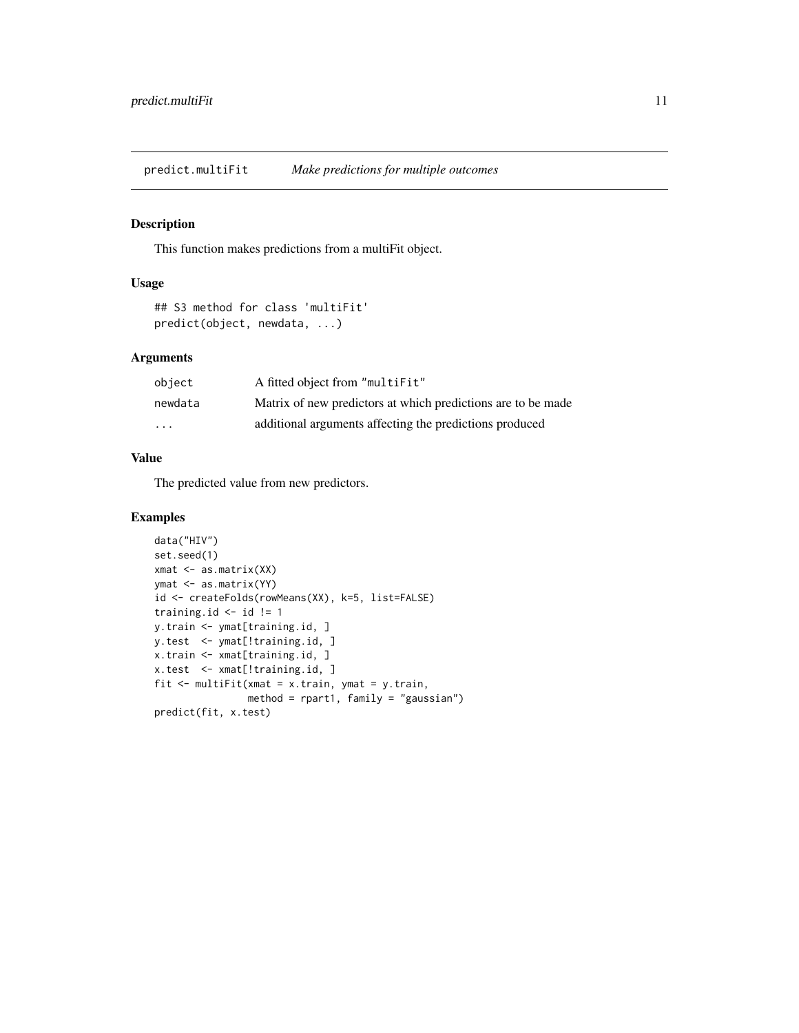## predict.multiFit — *Make predictions for multiple outcomes*

### Description

This function makes predictions from a multiFit object.

### Usage

```
## S3 method for class 'multiFit'
predict(object, newdata, ...)
```

### Arguments

| | |
|---|---|
| `object` | A fitted object from `"multiFit"` |
| `newdata` | Matrix of new predictors at which predictions are to be made |
| `...` | additional arguments affecting the predictions produced |

### Value

The predicted value from new predictors.

### Examples

```
data("HIV")
set.seed(1)
xmat <- as.matrix(XX)
ymat <- as.matrix(YY)
id <- createFolds(rowMeans(XX), k=5, list=FALSE)
training.id <- id != 1
y.train <- ymat[training.id, ]
y.test  <- ymat[!training.id, ]
x.train <- xmat[training.id, ]
x.test  <- xmat[!training.id, ]
fit <- multiFit(xmat = x.train, ymat = y.train,
                method = rpart1, family = "gaussian")
predict(fit, x.test)
```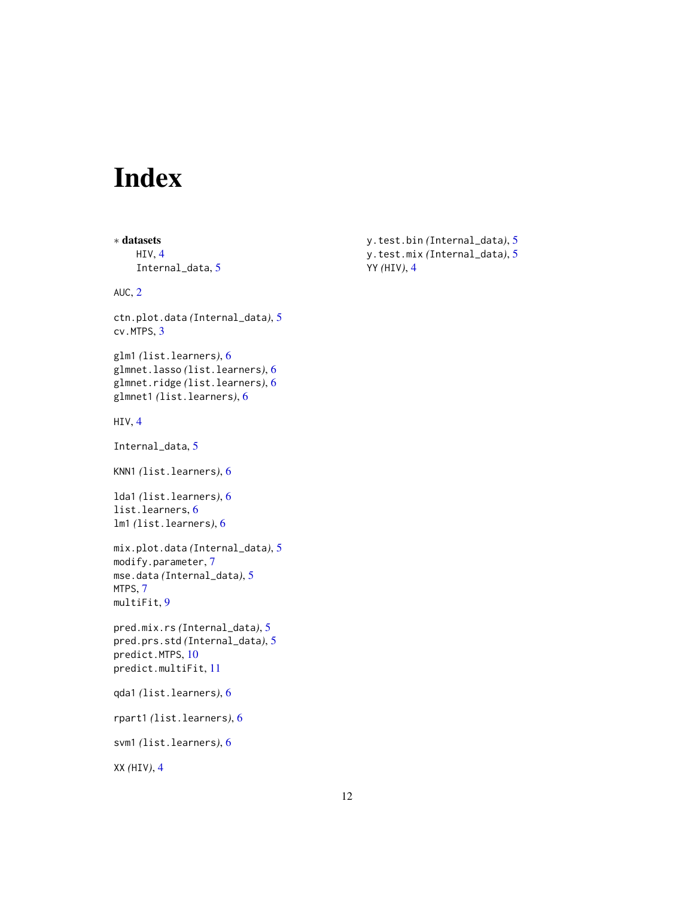# Index

∗ **datasets**
- HIV, 4
- Internal_data, 5

AUC, 2

ctn.plot.data *(Internal_data)*, 5
cv.MTPS, 3

glm1 *(list.learners)*, 6
glmnet.lasso *(list.learners)*, 6
glmnet.ridge *(list.learners)*, 6
glmnet1 *(list.learners)*, 6

HIV, 4

Internal_data, 5

KNN1 *(list.learners)*, 6

lda1 *(list.learners)*, 6
list.learners, 6
lm1 *(list.learners)*, 6

mix.plot.data *(Internal_data)*, 5
modify.parameter, 7
mse.data *(Internal_data)*, 5
MTPS, 7
multiFit, 9

pred.mix.rs *(Internal_data)*, 5
pred.prs.std *(Internal_data)*, 5
predict.MTPS, 10
predict.multiFit, 11

qda1 *(list.learners)*, 6

rpart1 *(list.learners)*, 6

svm1 *(list.learners)*, 6

XX *(HIV)*, 4

y.test.bin *(Internal_data)*, 5
y.test.mix *(Internal_data)*, 5
YY *(HIV)*, 4